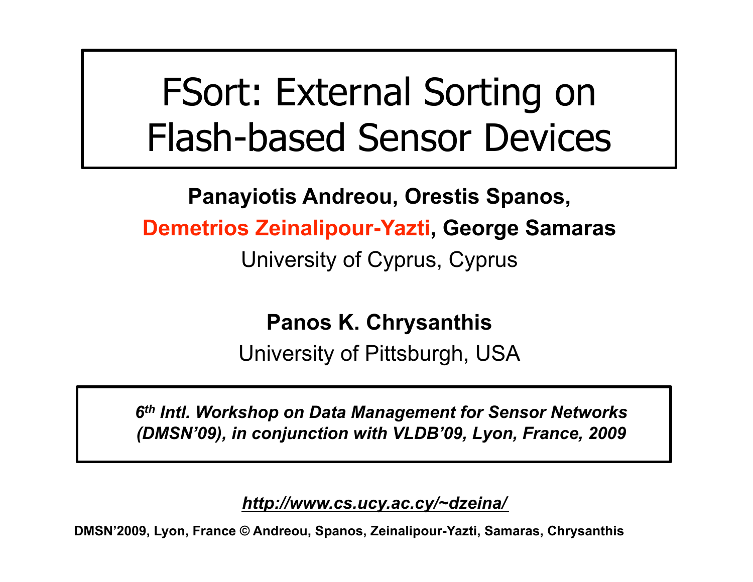# FSort: External Sorting on Flash-based Sensor Devices

**Panayiotis Andreou, Orestis Spanos,**

**Demetrios Zeinalipour-Yazti, George Samaras**

University of Cyprus, Cyprus

**Panos K. Chrysanthis**

University of Pittsburgh, USA

***6th Intl. Workshop on Data Management for Sensor Networks (DMSN'09), in conjunction with VLDB'09, Lyon, France, 2009***

***http://www.cs.ucy.ac.cy/~dzeina/***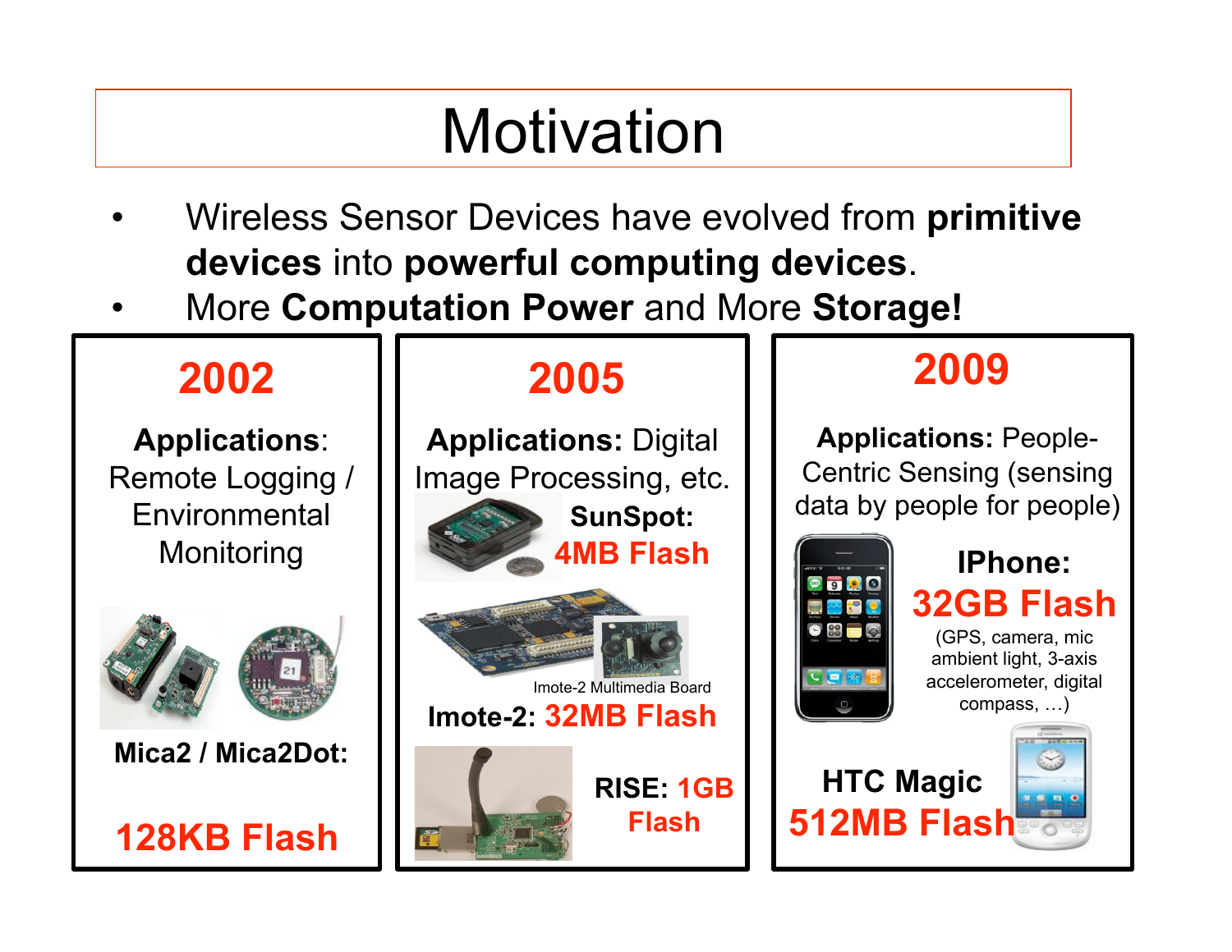# Motivation

- Wireless Sensor Devices have evolved from **primitive devices** into **powerful computing devices**.
- More **Computation Power** and More **Storage!**

## 2002

**Applications**: Remote Logging / Environmental Monitoring

**Mica2 / Mica2Dot:**

**128KB Flash**

## 2005

**Applications:** Digital Image Processing, etc.

**SunSpot:** **4MB Flash**

Imote-2 Multimedia Board

**Imote-2:** **32MB Flash**

**RISE:** **1GB Flash**

## 2009

**Applications:** People-Centric Sensing (sensing data by people for people)

**IPhone:** **32GB Flash**

(GPS, camera, mic ambient light, 3-axis accelerometer, digital compass, …)

**HTC Magic** **512MB Flash**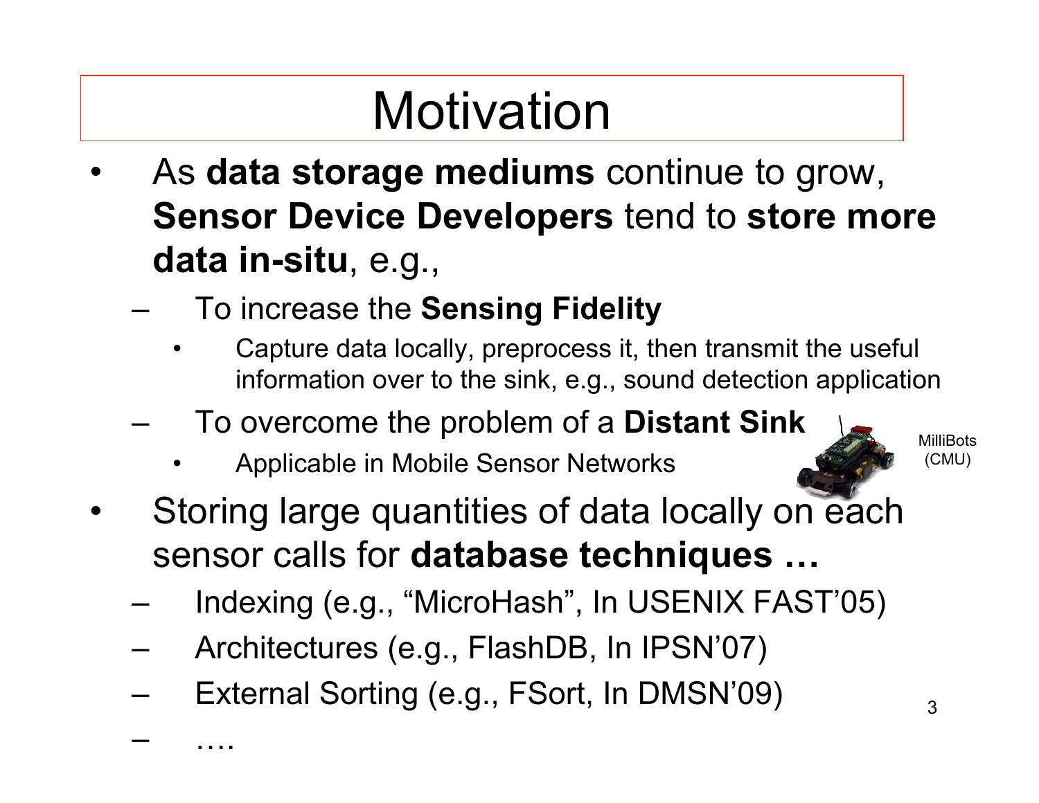# Motivation

- As **data storage mediums** continue to grow, **Sensor Device Developers** tend to **store more data in-situ**, e.g.,
  - To increase the **Sensing Fidelity**
    - Capture data locally, preprocess it, then transmit the useful information over to the sink, e.g., sound detection application
  - To overcome the problem of a **Distant Sink**
    - Applicable in Mobile Sensor Networks

MilliBots (CMU)

- Storing large quantities of data locally on each sensor calls for **database techniques …**
  - Indexing (e.g., “MicroHash”, In USENIX FAST’05)
  - Architectures (e.g., FlashDB, In IPSN’07)
  - External Sorting (e.g., FSort, In DMSN’09)
  - ….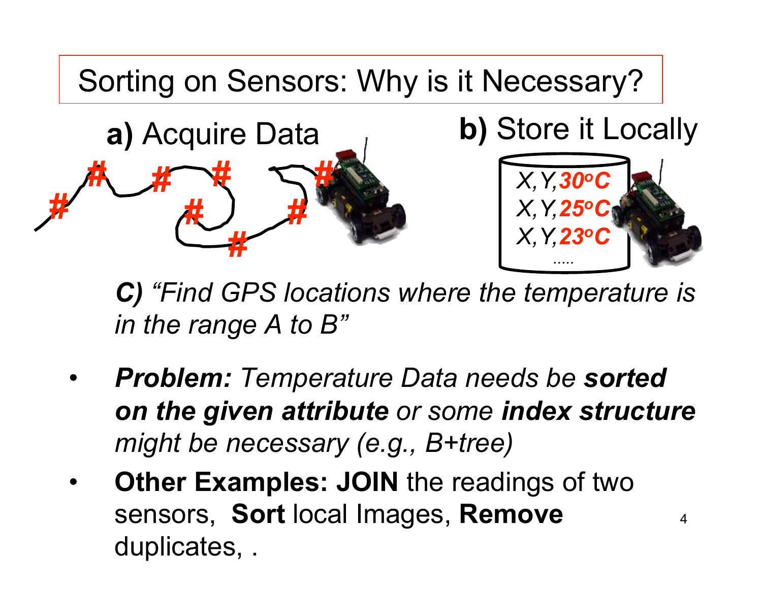# Sorting on Sensors: Why is it Necessary?

**a)** Acquire Data

**b)** Store it Locally

X,Y,30$^o$C
X,Y,25$^o$C
X,Y,23$^o$C
.....

***C)*** *"Find GPS locations where the temperature is in the range A to B"*

- ***Problem:*** *Temperature Data needs be* ***sorted on the given attribute*** *or some* ***index structure*** *might be necessary (e.g., B+tree)*
- **Other Examples: JOIN** the readings of two sensors, **Sort** local Images, **Remove** duplicates, .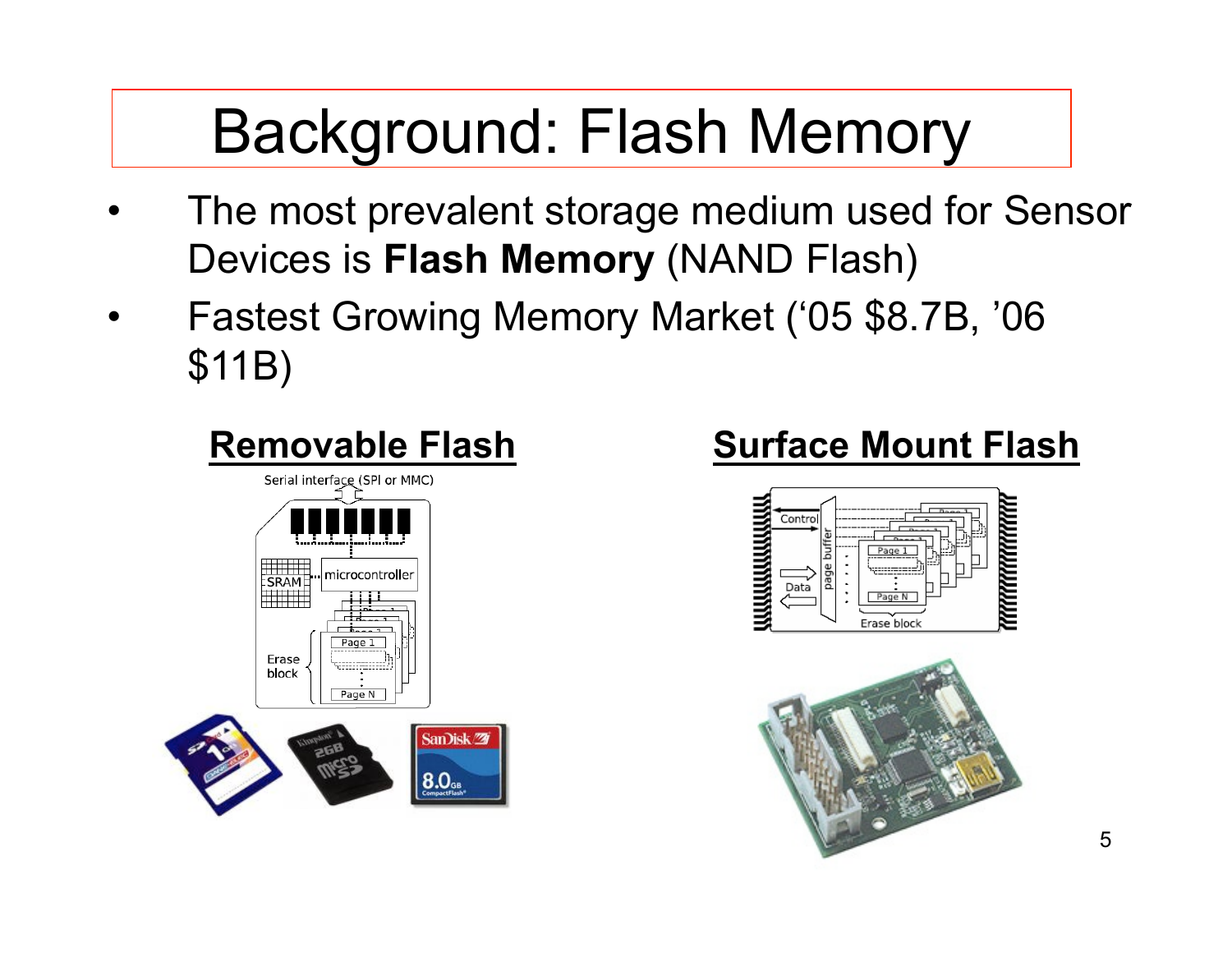# Background: Flash Memory

- The most prevalent storage medium used for Sensor Devices is **Flash Memory** (NAND Flash)
- Fastest Growing Memory Market (‘05 $8.7B, ’06 $11B)

**Removable Flash**

**Surface Mount Flash**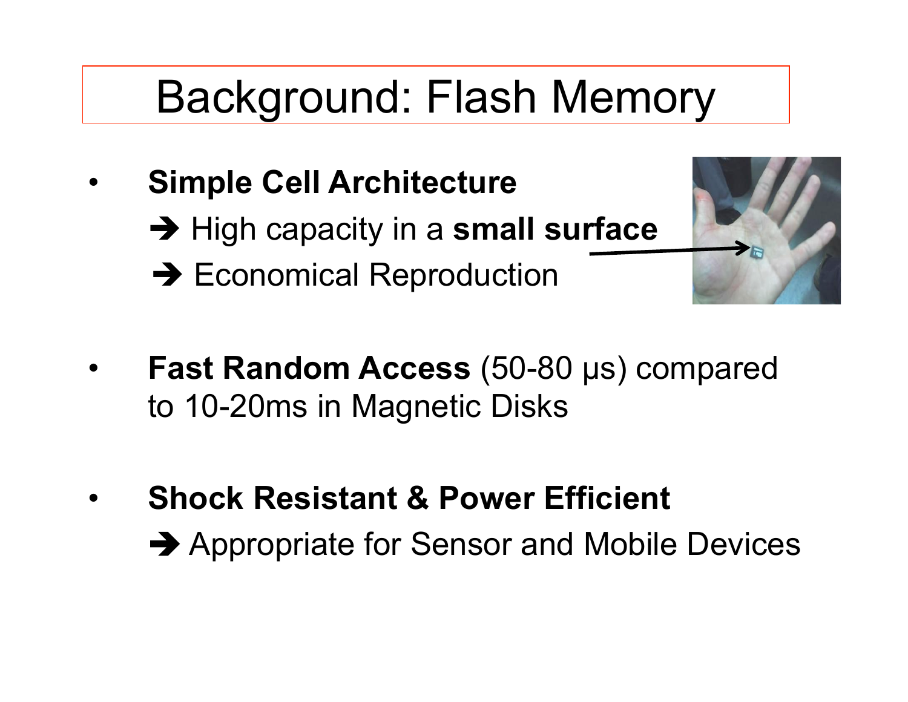# Background: Flash Memory

- **Simple Cell Architecture**
  - ➔ High capacity in a **small surface**
  - ➔ Economical Reproduction

- **Fast Random Access** (50-80 μs) compared to 10-20ms in Magnetic Disks

- **Shock Resistant & Power Efficient**
  - ➔ Appropriate for Sensor and Mobile Devices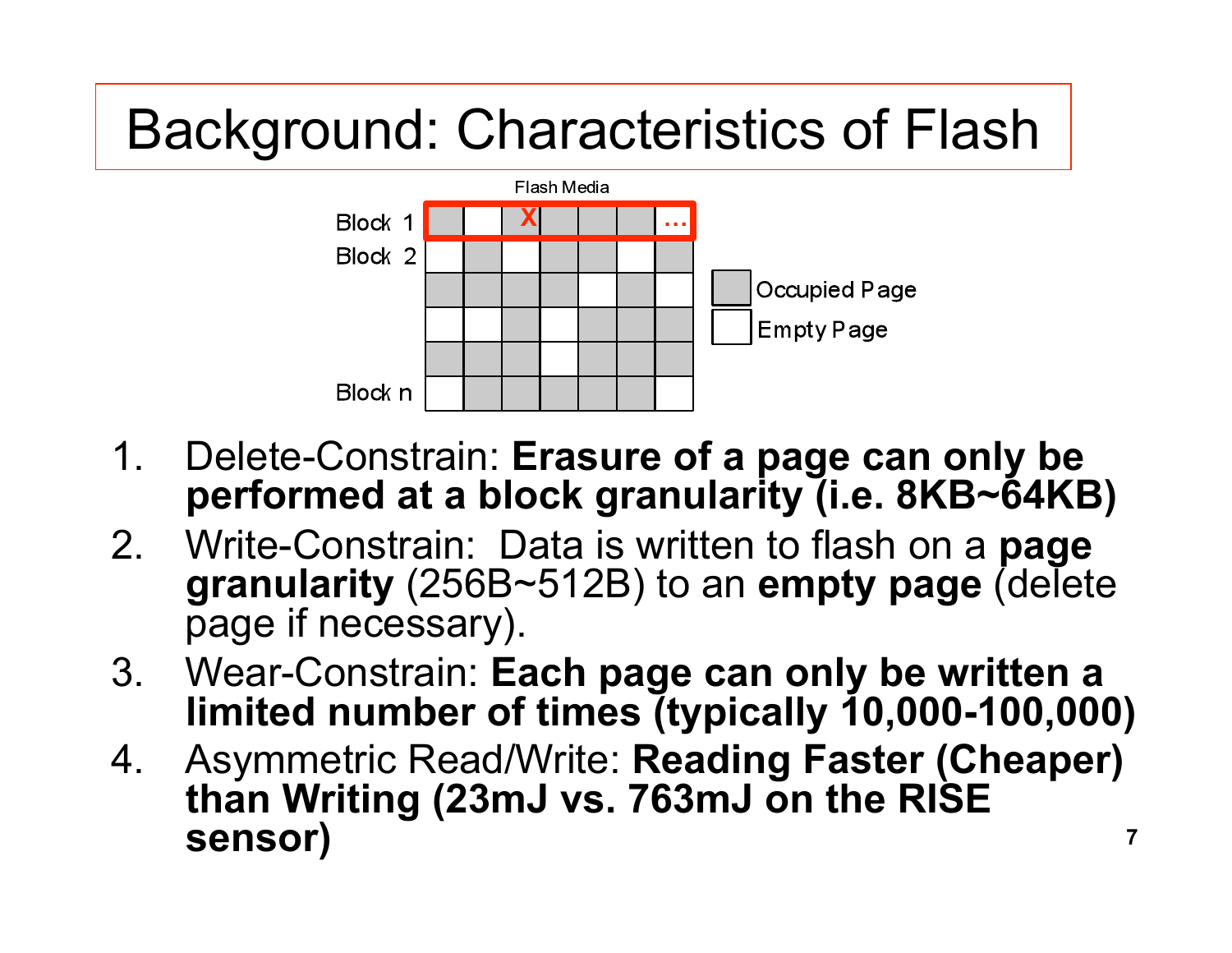# Background: Characteristics of Flash

Flash Media

Block 1

Block 2

Block n

Occupied Page

Empty Page

1. Delete-Constrain: **Erasure of a page can only be performed at a block granularity (i.e. 8KB~64KB)**
2. Write-Constrain: Data is written to flash on a **page granularity** (256B~512B) to an **empty page** (delete page if necessary).
3. Wear-Constrain: **Each page can only be written a limited number of times (typically 10,000-100,000)**
4. Asymmetric Read/Write: **Reading Faster (Cheaper) than Writing (23mJ vs. 763mJ on the RISE sensor)**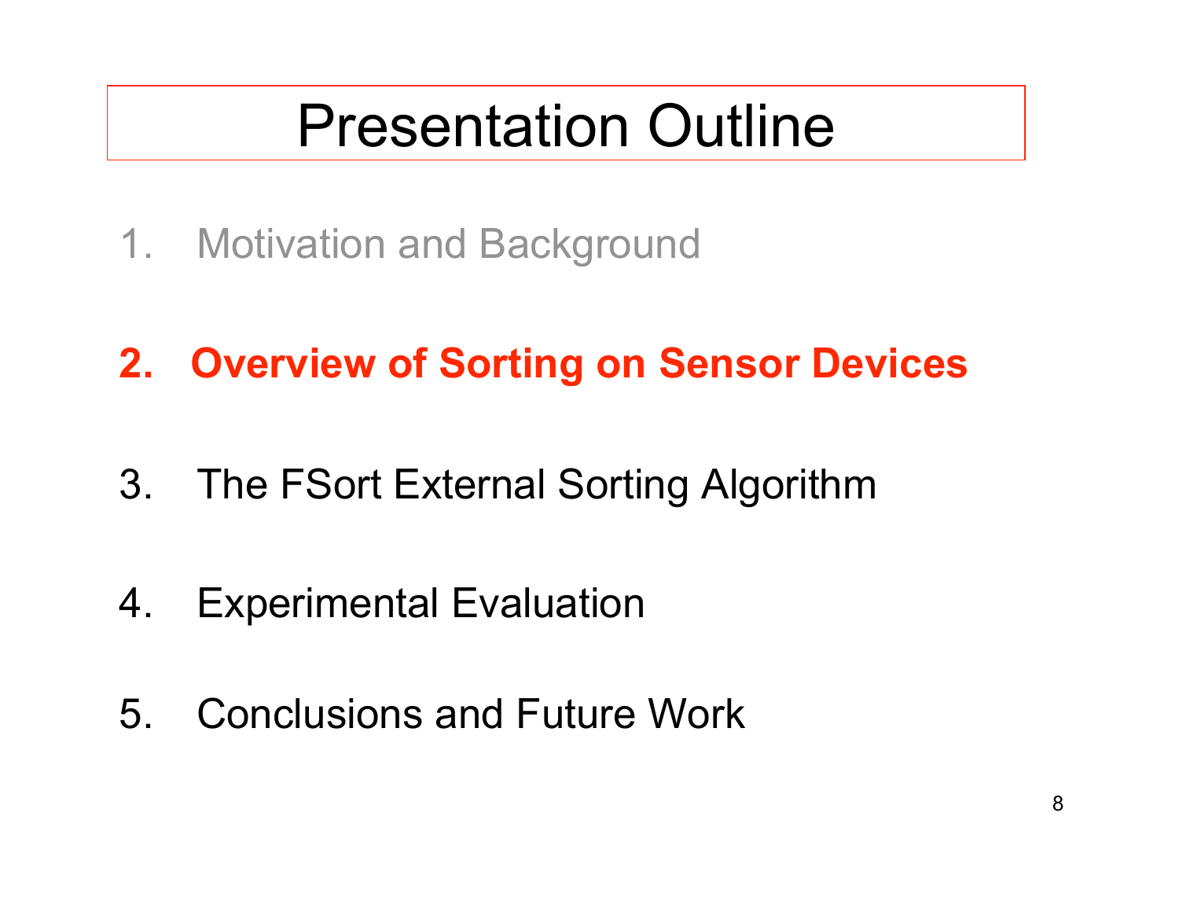# Presentation Outline

1. Motivation and Background
2. **Overview of Sorting on Sensor Devices**
3. The FSort External Sorting Algorithm
4. Experimental Evaluation
5. Conclusions and Future Work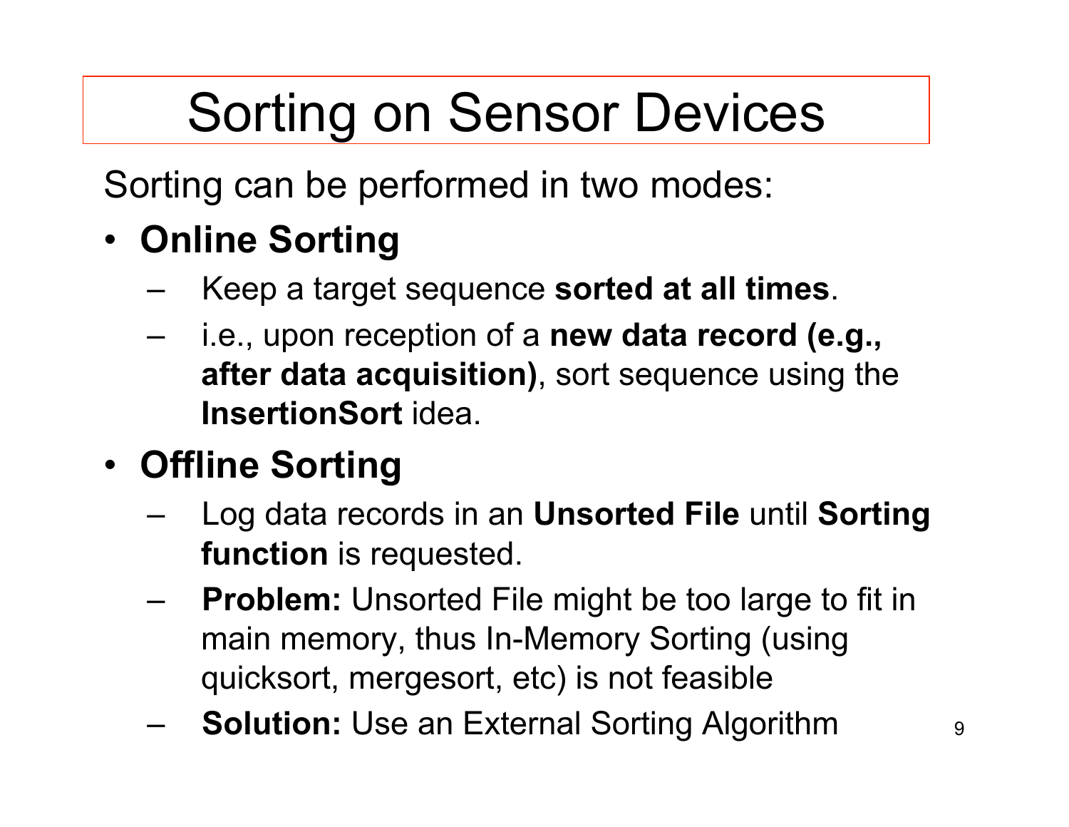# Sorting on Sensor Devices

Sorting can be performed in two modes:

- **Online Sorting**
  - Keep a target sequence **sorted at all times**.
  - i.e., upon reception of a **new data record (e.g., after data acquisition)**, sort sequence using the **InsertionSort** idea.
- **Offline Sorting**
  - Log data records in an **Unsorted File** until **Sorting function** is requested.
  - **Problem:** Unsorted File might be too large to fit in main memory, thus In-Memory Sorting (using quicksort, mergesort, etc) is not feasible
  - **Solution:** Use an External Sorting Algorithm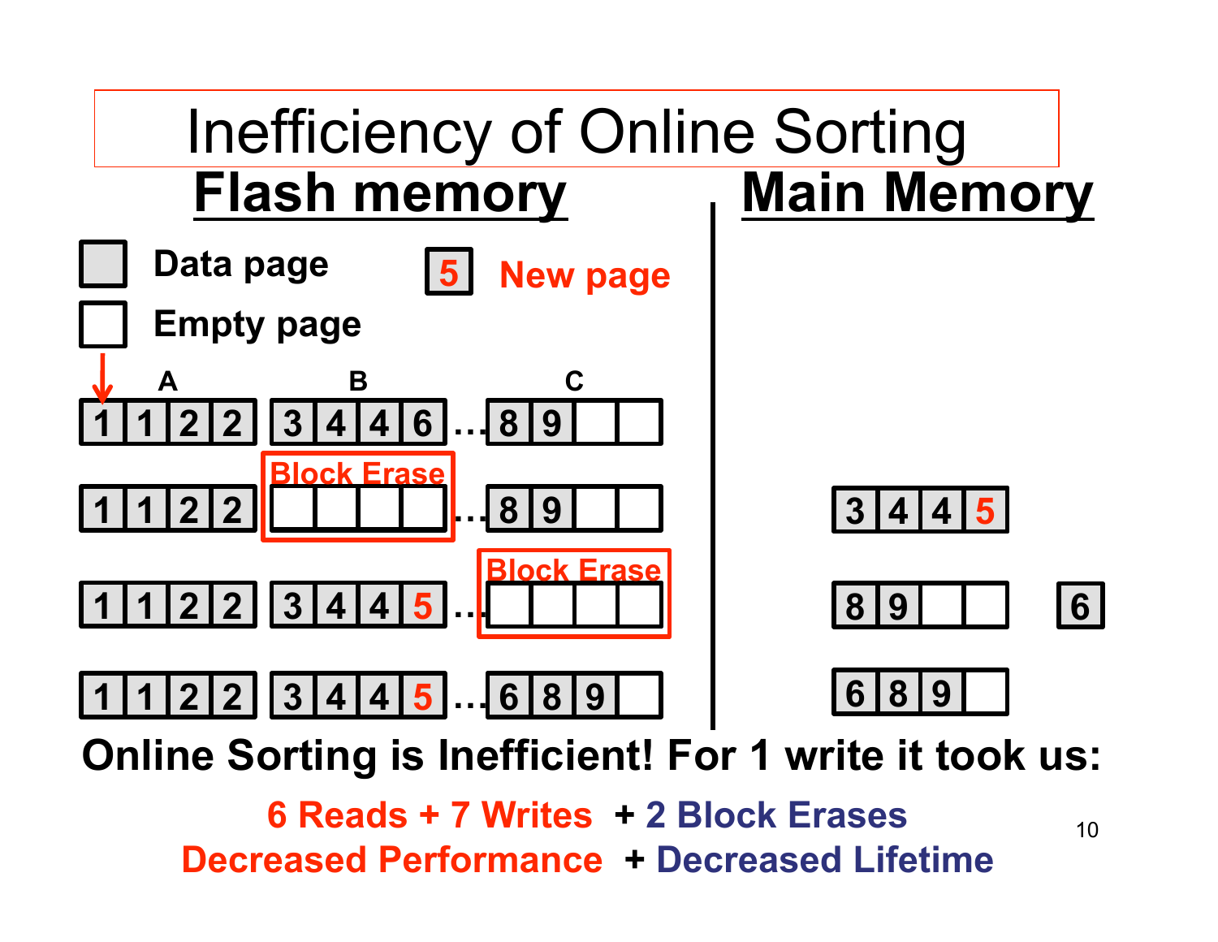# Inefficiency of Online Sorting

**Flash memory** | **Main Memory**

- Data page
- Empty page
- 5 New page

| | A | B | C |
|---|---|---|---|
| Step 1 | 1 1 2 2 | 3 4 4 6 | … 8 9 _ _ |
| Step 2 | 1 1 2 2 | _ _ _ _ (Block Erase) | … 8 9 _ _ |
| Step 3 | 1 1 2 2 | 3 4 4 5 | … _ _ _ _ (Block Erase) |
| Step 4 | 1 1 2 2 | 3 4 4 5 | … 6 8 9 _ |

Main Memory:

- Step 2: 3 4 4 5
- Step 3: 8 9 _ _ and 6
- Step 4: 6 8 9 _

**Online Sorting is Inefficient! For 1 write it took us:**

**6 Reads + 7 Writes + 2 Block Erases**

**Decreased Performance + Decreased Lifetime**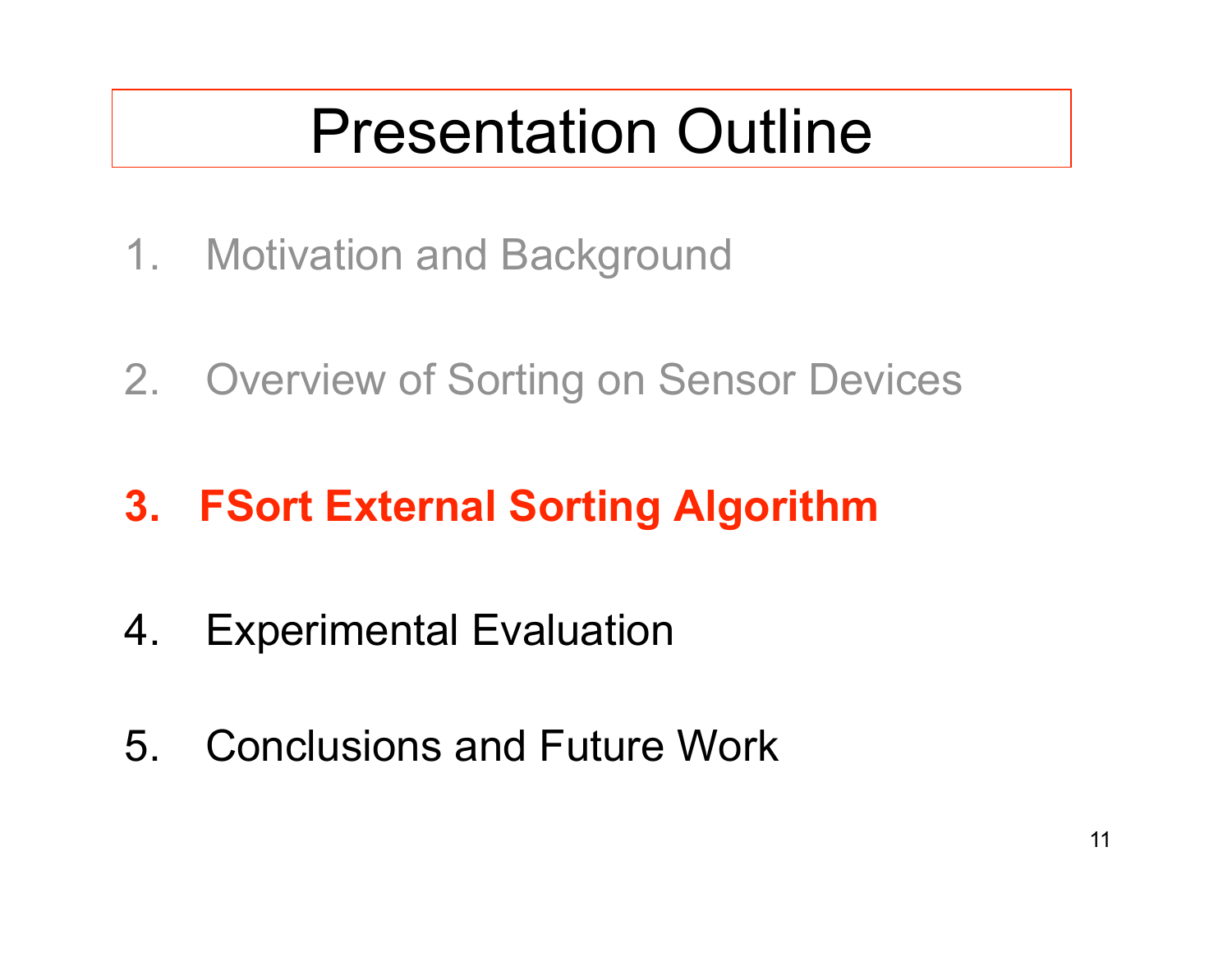# Presentation Outline

1. Motivation and Background
2. Overview of Sorting on Sensor Devices
3. **FSort External Sorting Algorithm**
4. Experimental Evaluation
5. Conclusions and Future Work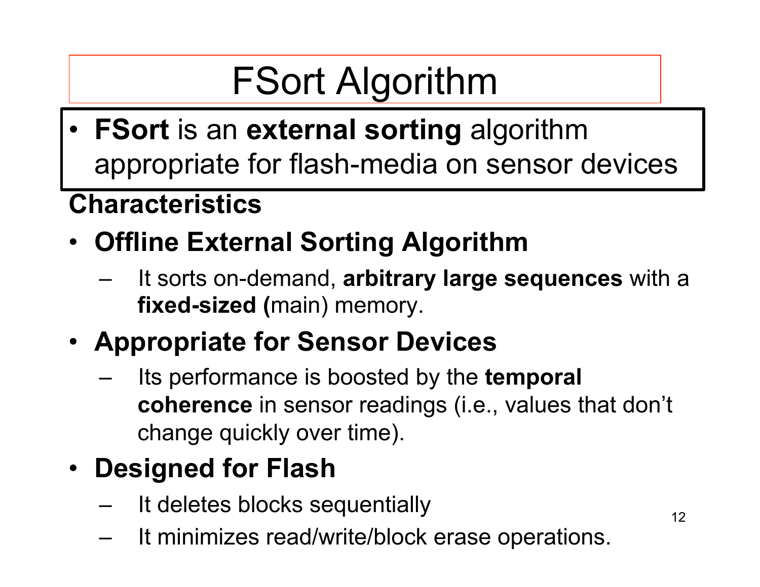# FSort Algorithm

- **FSort** is an **external sorting** algorithm appropriate for flash-media on sensor devices

**Characteristics**

- **Offline External Sorting Algorithm**
  - It sorts on-demand, **arbitrary large sequences** with a **fixed-sized (**main) memory.
- **Appropriate for Sensor Devices**
  - Its performance is boosted by the **temporal coherence** in sensor readings (i.e., values that don't change quickly over time).
- **Designed for Flash**
  - It deletes blocks sequentially
  - It minimizes read/write/block erase operations.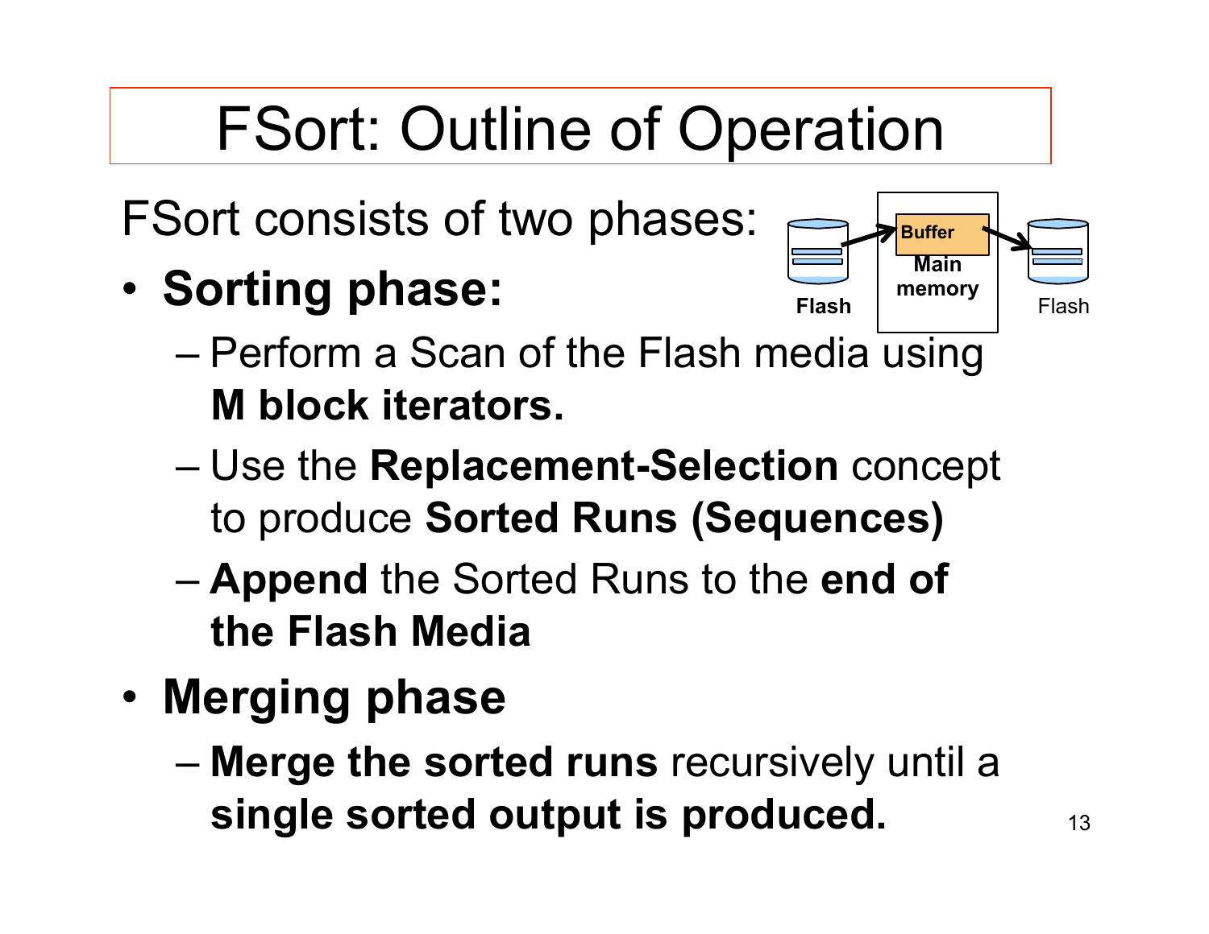# FSort: Outline of Operation

FSort consists of two phases:

- **Sorting phase:**
  - Perform a Scan of the Flash media using **M block iterators.**
  - Use the **Replacement-Selection** concept to produce **Sorted Runs (Sequences)**
  - **Append** the Sorted Runs to the **end of the Flash Media**
- **Merging phase**
  - **Merge the sorted runs** recursively until a **single sorted output is produced.**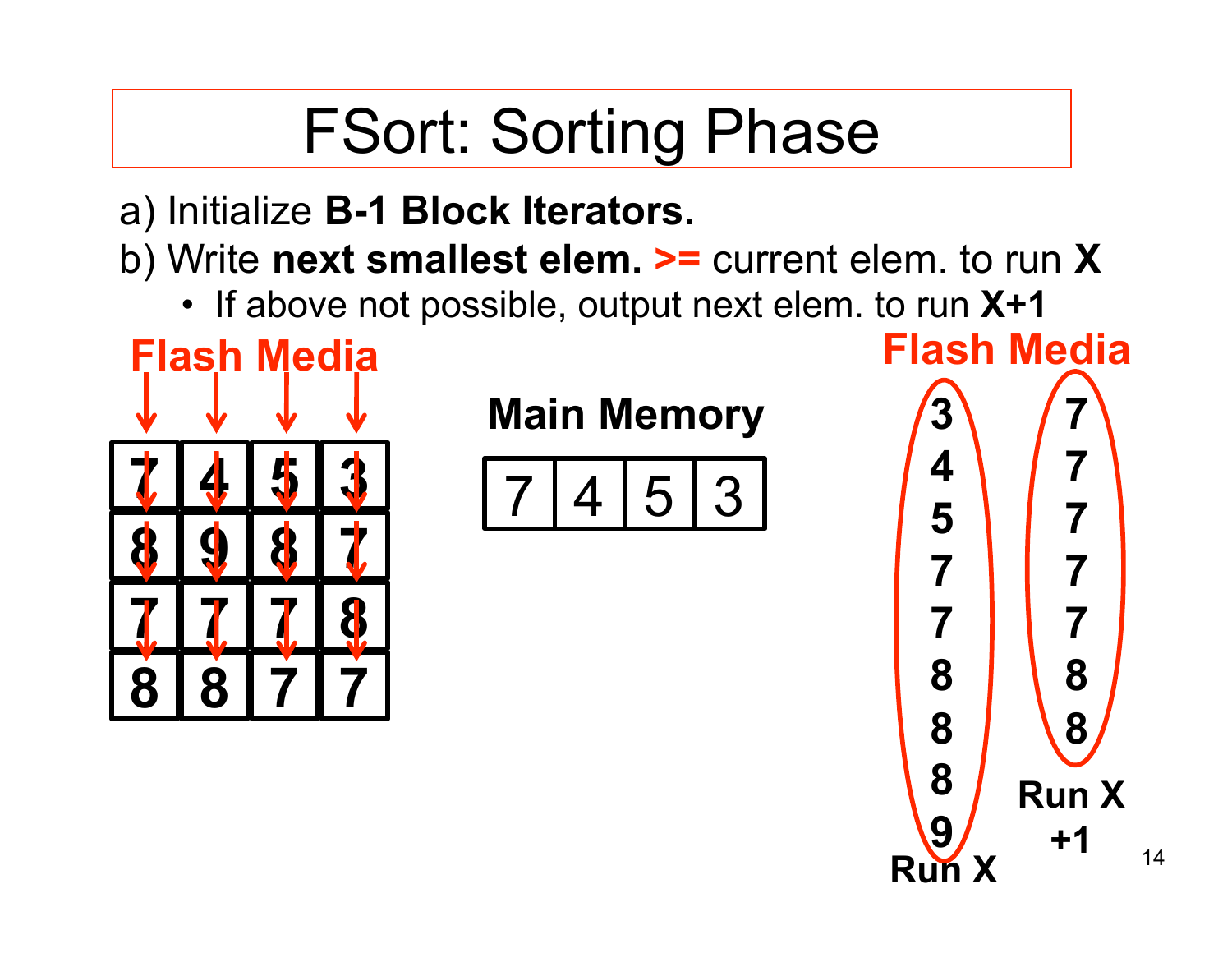# FSort: Sorting Phase

a) Initialize **B-1 Block Iterators.**

b) Write **next smallest elem. >=** current elem. to run **X**

- If above not possible, output next elem. to run **X+1**

**Flash Media**

| 7 | 4 | 5 | 3 |
|---|---|---|---|
| 8 | 9 | 8 | 7 |
| 7 | 7 | 7 | 8 |
| 8 | 8 | 7 | 7 |

**Main Memory**

| 7 | 4 | 5 | 3 |
|---|---|---|---|

**Flash Media**

| Run X | Run X +1 |
|---|---|
| 3 | 7 |
| 4 | 7 |
| 5 | 7 |
| 7 | 7 |
| 7 | 7 |
| 8 | 8 |
| 8 | 8 |
| 8 | |
| 9 | |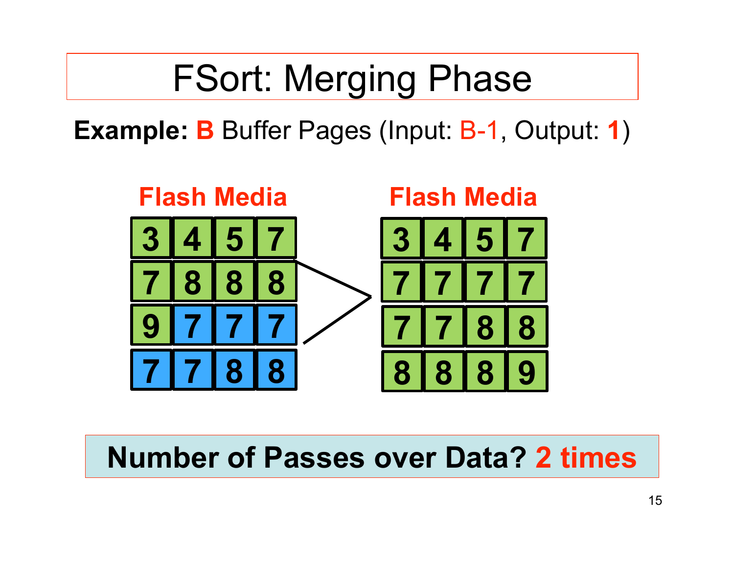# FSort: Merging Phase

**Example:** **B** Buffer Pages (Input: B-1, Output: **1**)

**Flash Media**

| | | | |
|---|---|---|---|
| 3 | 4 | 5 | 7 |
| 7 | 8 | 8 | 8 |
| 9 | 7 | 7 | 7 |
| 7 | 7 | 8 | 8 |

**Flash Media**

| | | | |
|---|---|---|---|
| 3 | 4 | 5 | 7 |
| 7 | 7 | 7 | 7 |
| 7 | 7 | 8 | 8 |
| 8 | 8 | 8 | 9 |

**Number of Passes over Data? 2 times**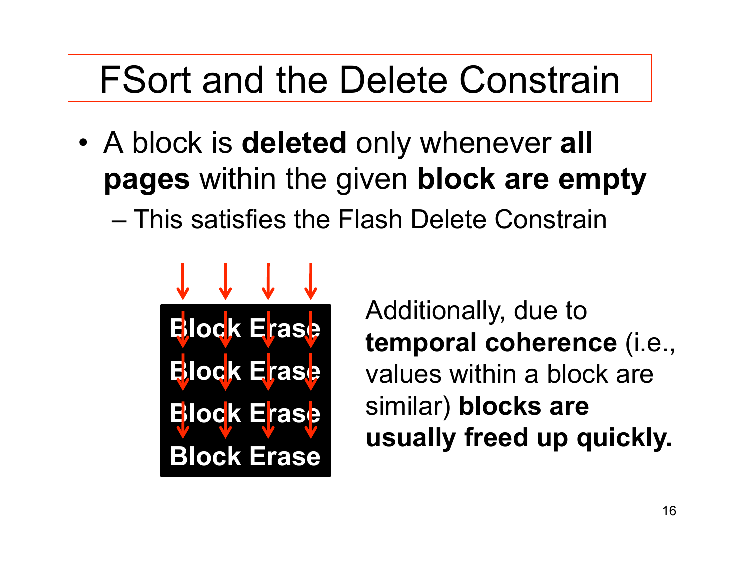# FSort and the Delete Constrain

- A block is **deleted** only whenever **all pages** within the given **block are empty**
  - This satisfies the Flash Delete Constrain

Block Erase
Block Erase
Block Erase
Block Erase

Additionally, due to **temporal coherence** (i.e., values within a block are similar) **blocks are usually freed up quickly.**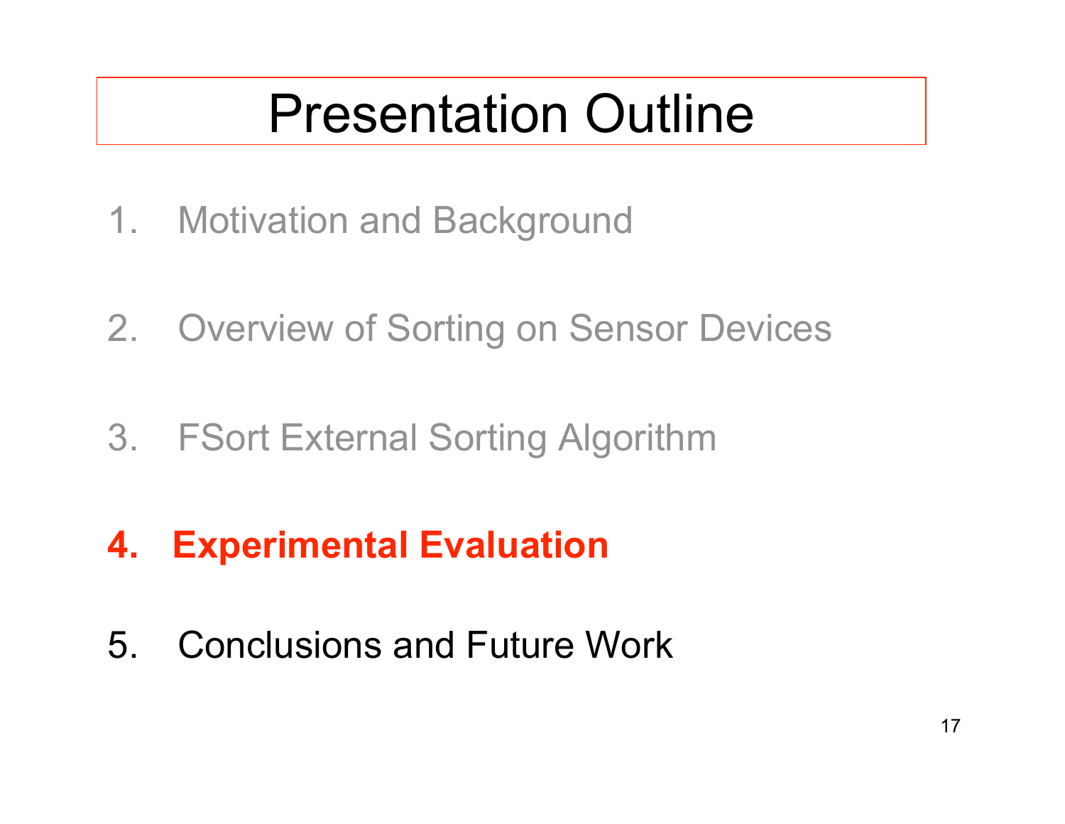# Presentation Outline

1. Motivation and Background
2. Overview of Sorting on Sensor Devices
3. FSort External Sorting Algorithm
4. **Experimental Evaluation**
5. Conclusions and Future Work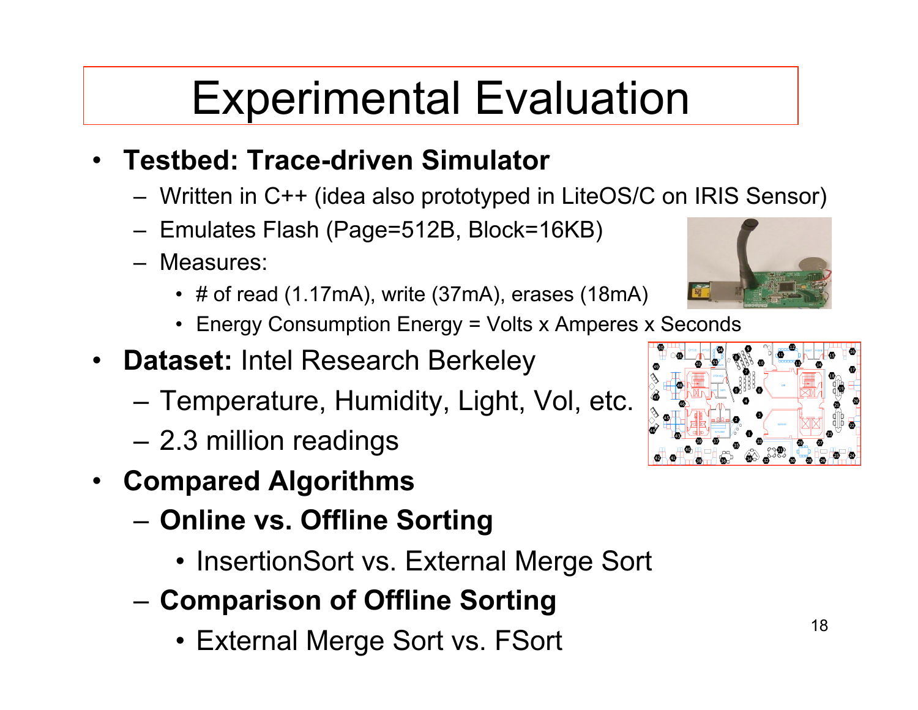# Experimental Evaluation

- **Testbed: Trace-driven Simulator**
  - Written in C++ (idea also prototyped in LiteOS/C on IRIS Sensor)
  - Emulates Flash (Page=512B, Block=16KB)
  - Measures:
    - # of read (1.17mA), write (37mA), erases (18mA)
    - Energy Consumption Energy = Volts x Amperes x Seconds
- **Dataset:** Intel Research Berkeley
  - Temperature, Humidity, Light, Vol, etc.
  - 2.3 million readings
- **Compared Algorithms**
  - **Online vs. Offline Sorting**
    - InsertionSort vs. External Merge Sort
  - **Comparison of Offline Sorting**
    - External Merge Sort vs. FSort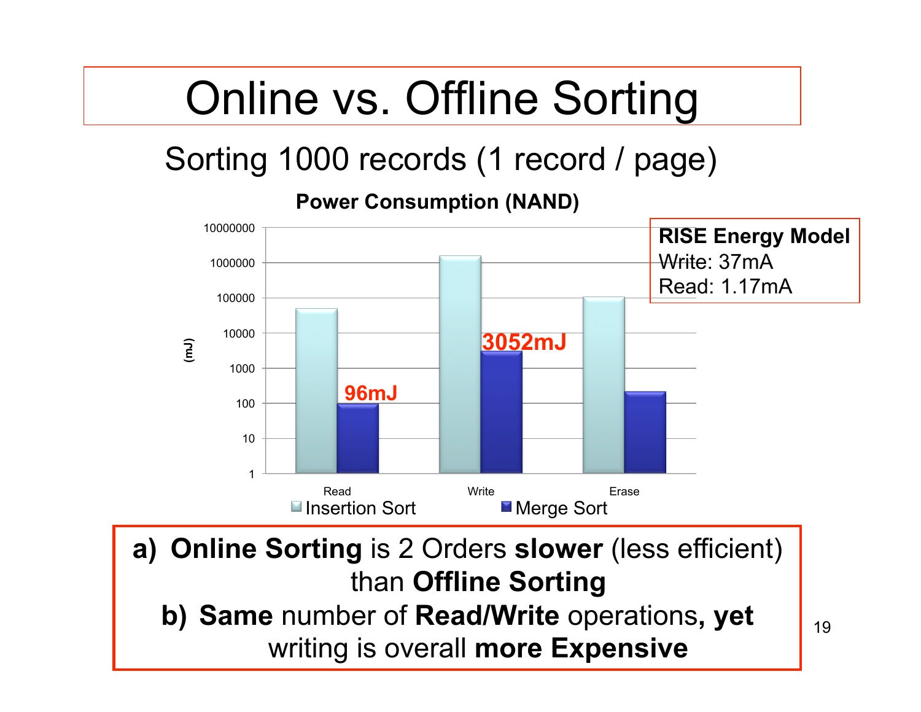# Online vs. Offline Sorting

## Sorting 1000 records (1 record / page)

**Power Consumption (NAND)**

(mJ)

| | Read | Write | Erase |
|---|---|---|---|
| Insertion Sort | | | |
| Merge Sort | 96mJ | 3052mJ | |

**RISE Energy Model**
Write: 37mA
Read: 1.17mA

a) **Online Sorting** is 2 Orders **slower** (less efficient) than **Offline Sorting**

b) **Same** number of **Read/Write** operations**, yet** writing is overall **more Expensive**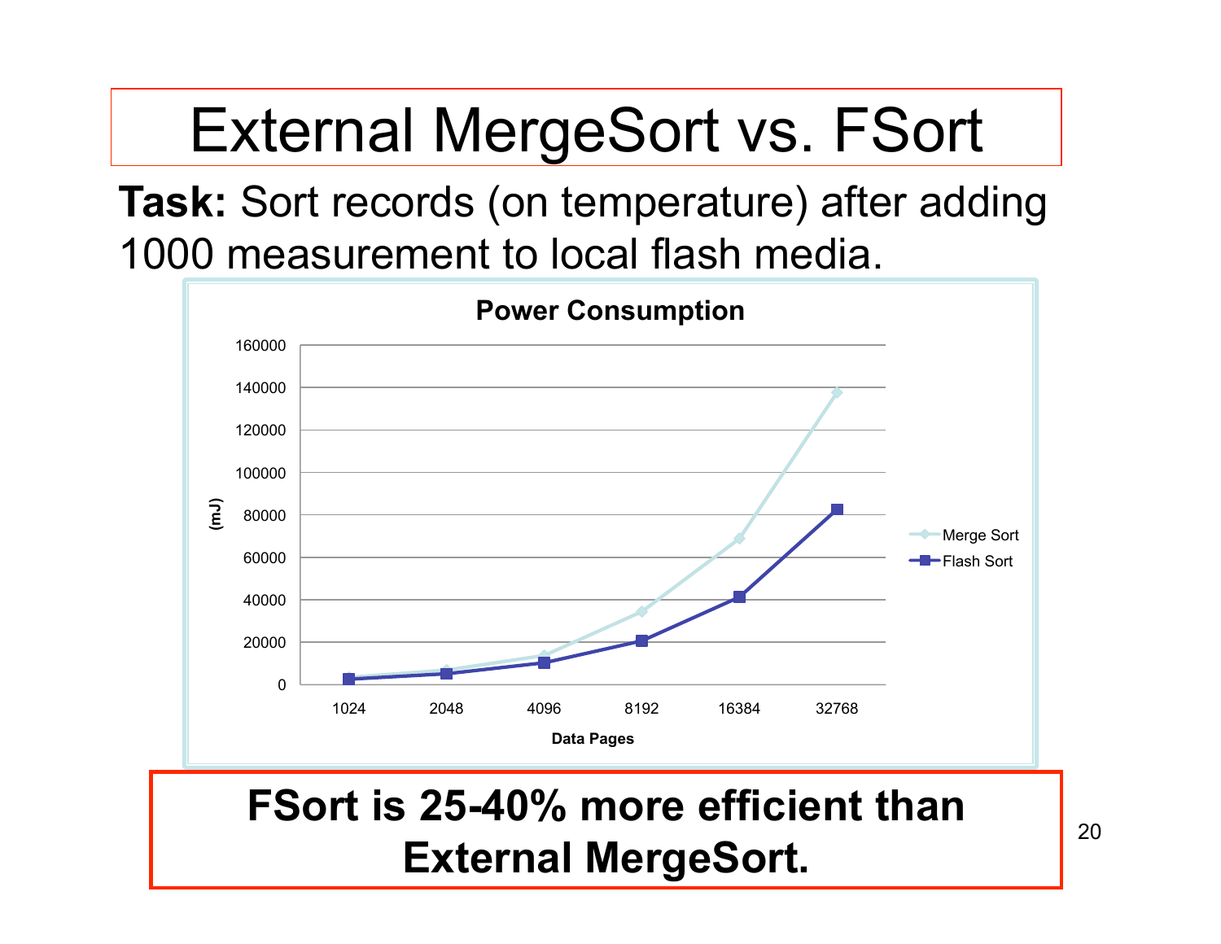# External MergeSort vs. FSort

**Task:** Sort records (on temperature) after adding 1000 measurement to local flash media.

**Power Consumption**

| Data Pages | Merge Sort (mJ) | Flash Sort (mJ) |
| --- | --- | --- |
| 1024 | ~3500 | ~2700 |
| 2048 | ~7000 | ~5200 |
| 4096 | ~14000 | ~10300 |
| 8192 | ~34500 | ~20700 |
| 16384 | ~69000 | ~41200 |
| 32768 | ~137500 | ~82500 |

**FSort is 25-40% more efficient than External MergeSort.**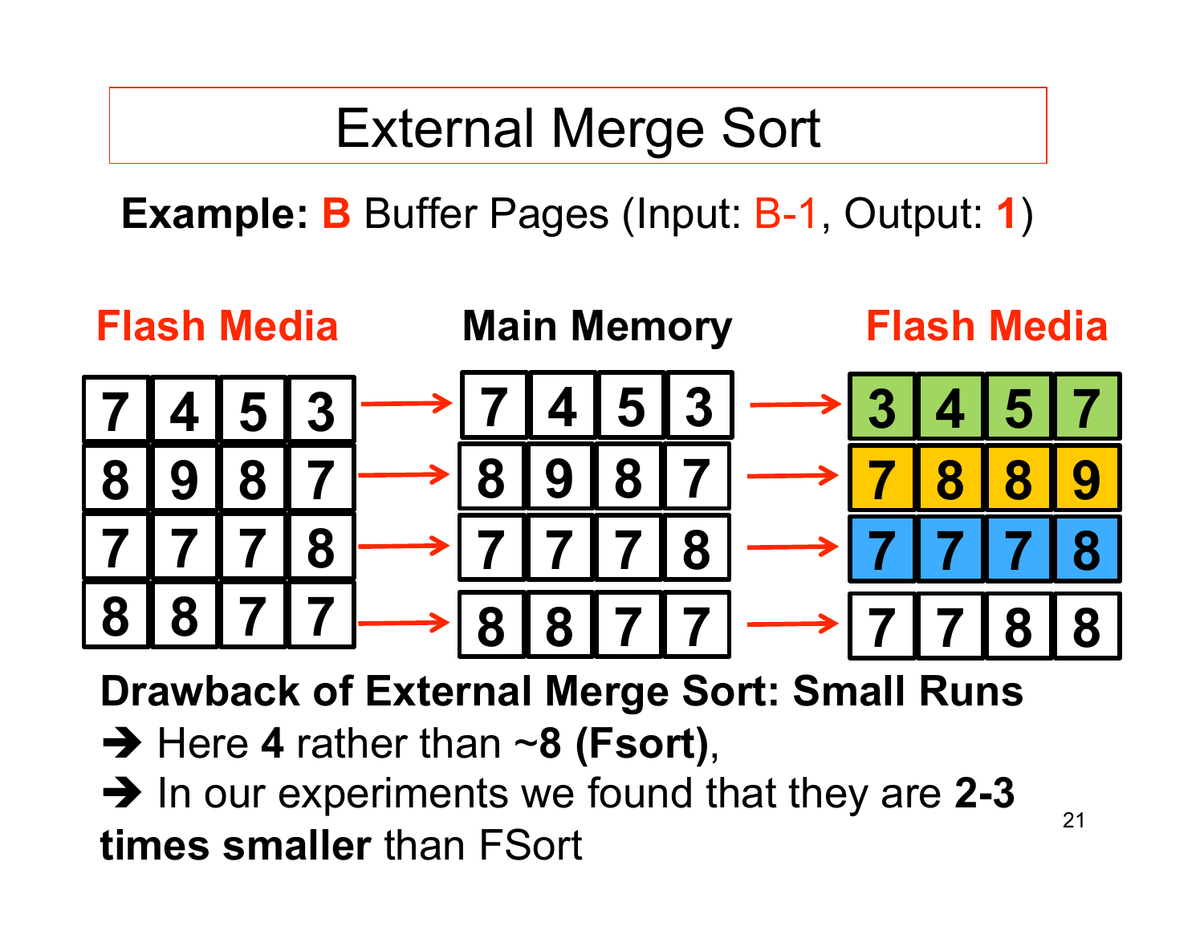# External Merge Sort

**Example:** **B** Buffer Pages (Input: B-1, Output: **1**)

| Flash Media | | | | Main Memory | | | | Flash Media | | | |
|---|---|---|---|---|---|---|---|---|---|---|---|
| 7 | 4 | 5 | 3 | 7 | 4 | 5 | 3 | 3 | 4 | 5 | 7 |
| 8 | 9 | 8 | 7 | 8 | 9 | 8 | 7 | 7 | 8 | 8 | 9 |
| 7 | 7 | 7 | 8 | 7 | 7 | 7 | 8 | 7 | 7 | 7 | 8 |
| 8 | 8 | 7 | 7 | 8 | 8 | 7 | 7 | 7 | 7 | 8 | 8 |

**Drawback of External Merge Sort: Small Runs**

➔ Here **4** rather than ~**8 (Fsort)**,

➔ In our experiments we found that they are **2-3 times smaller** than FSort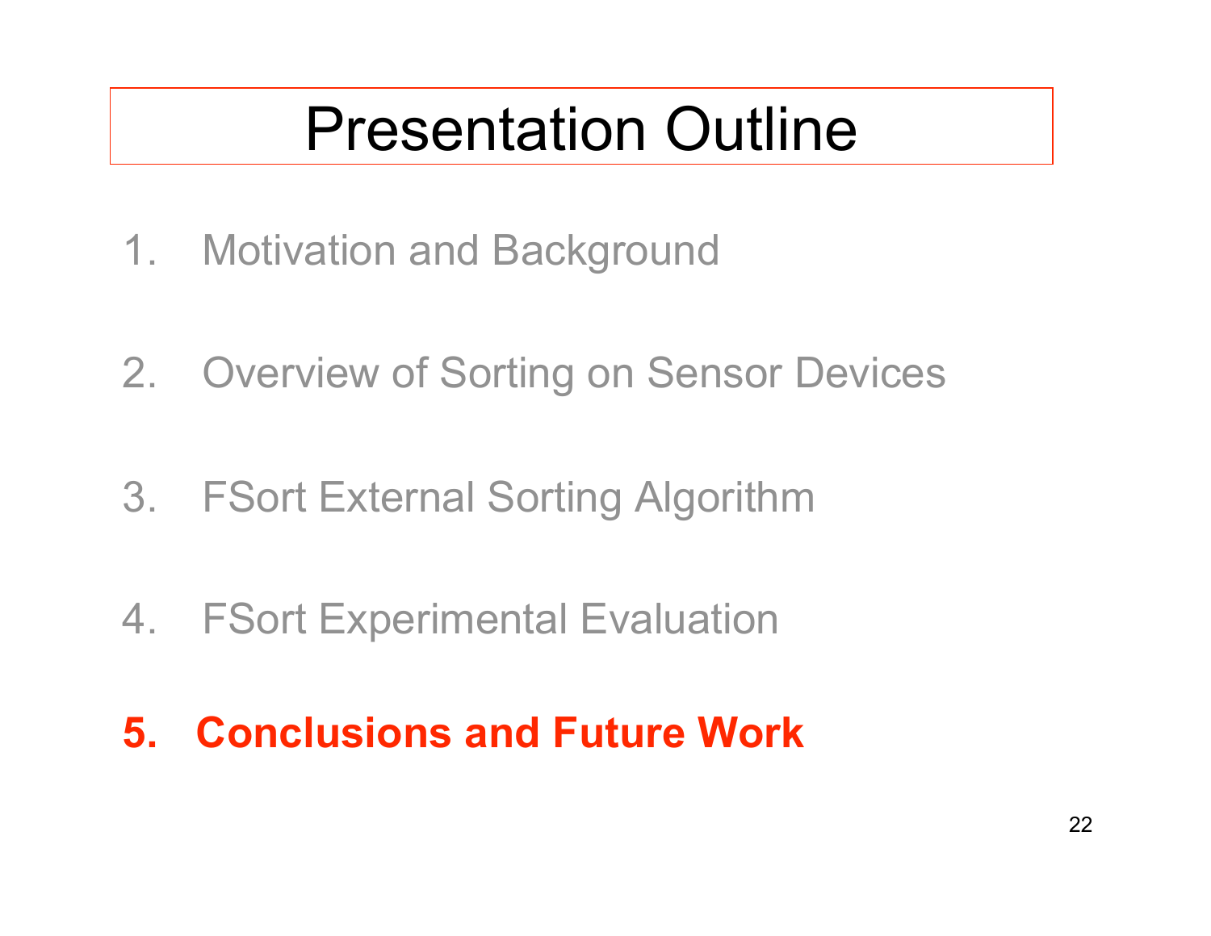# Presentation Outline

1. Motivation and Background
2. Overview of Sorting on Sensor Devices
3. FSort External Sorting Algorithm
4. FSort Experimental Evaluation
5. **Conclusions and Future Work**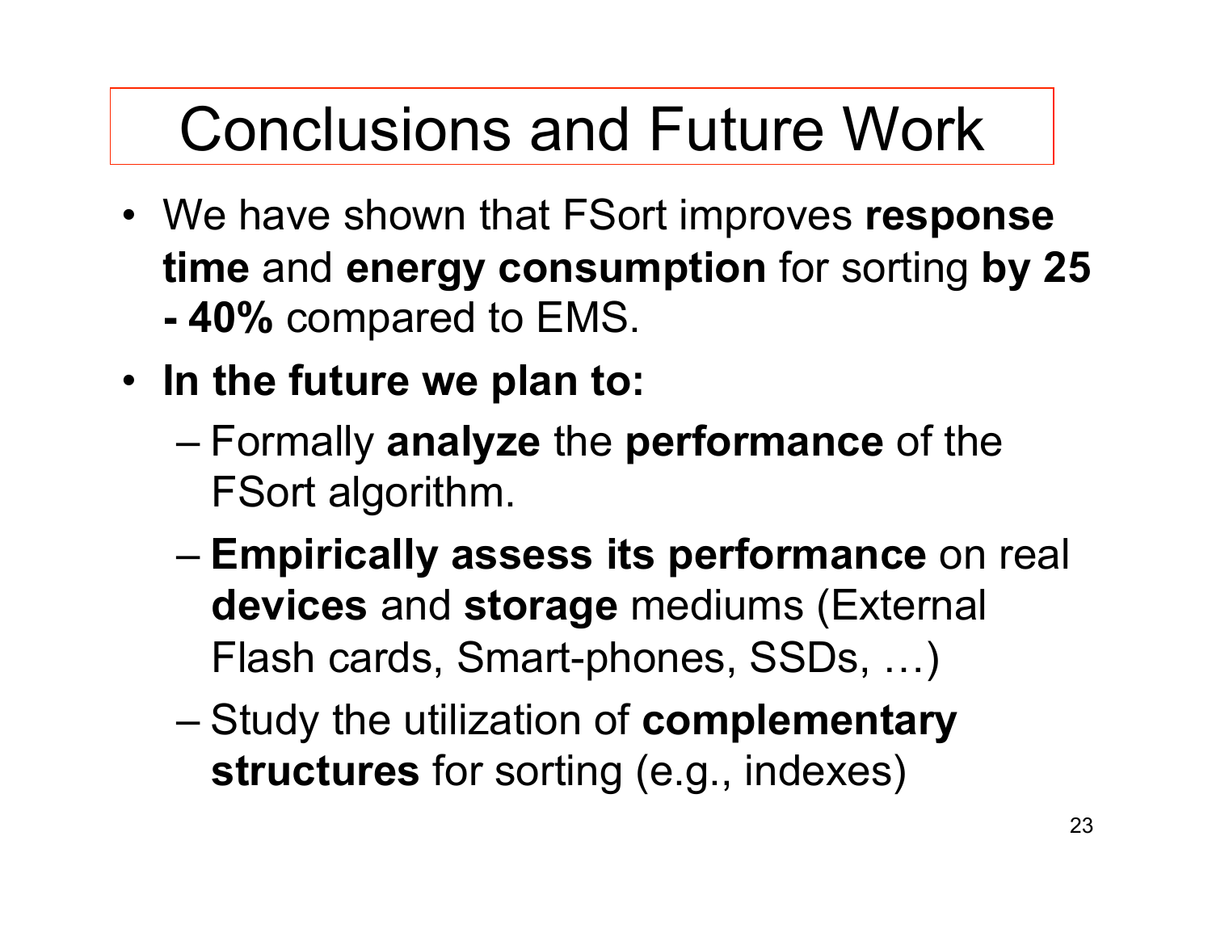# Conclusions and Future Work

- We have shown that FSort improves **response time** and **energy consumption** for sorting **by 25 - 40%** compared to EMS.
- **In the future we plan to:**
  - Formally **analyze** the **performance** of the FSort algorithm.
  - **Empirically assess its performance** on real **devices** and **storage** mediums (External Flash cards, Smart-phones, SSDs, …)
  - Study the utilization of **complementary structures** for sorting (e.g., indexes)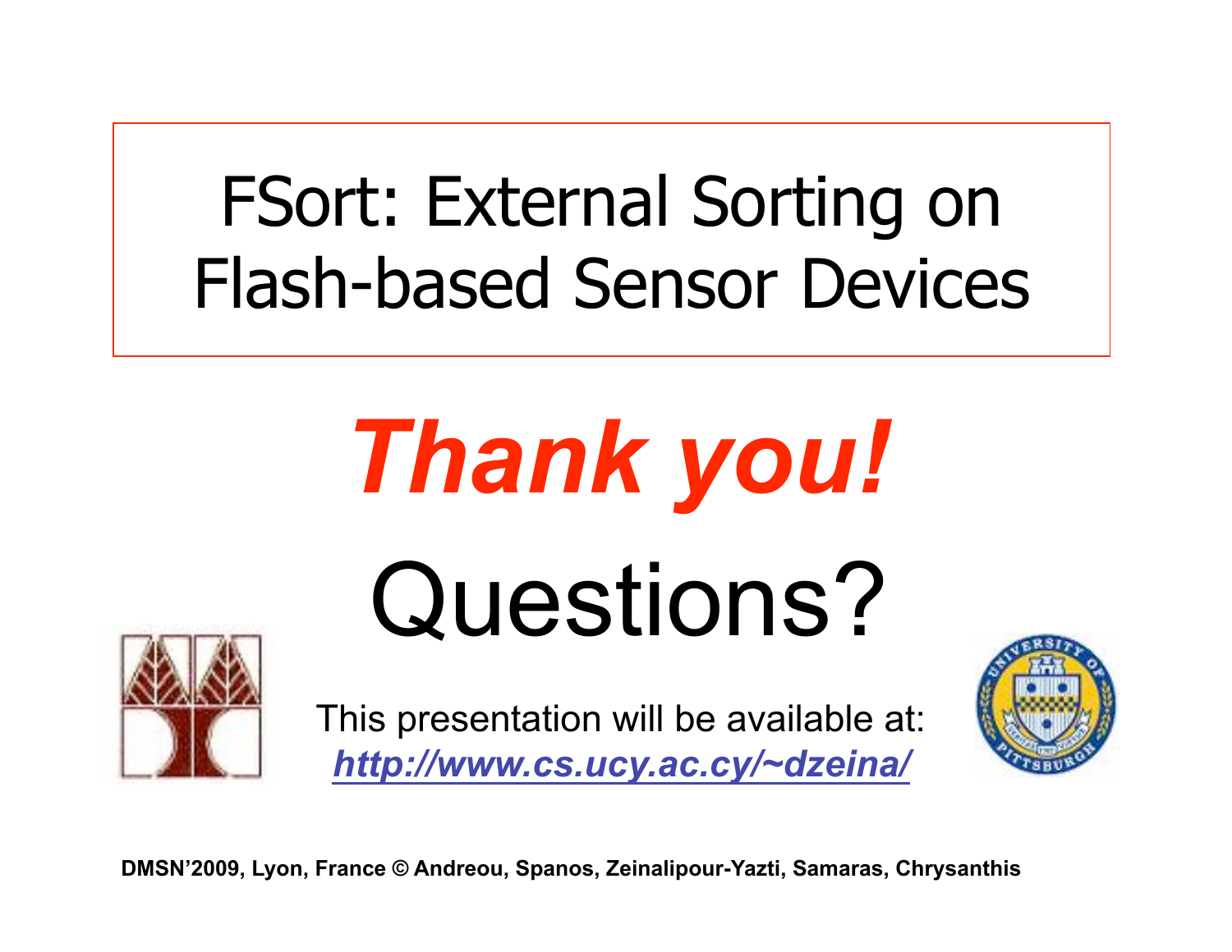# FSort: External Sorting on Flash-based Sensor Devices

***Thank you!***

Questions?

This presentation will be available at:
***http://www.cs.ucy.ac.cy/~dzeina/***